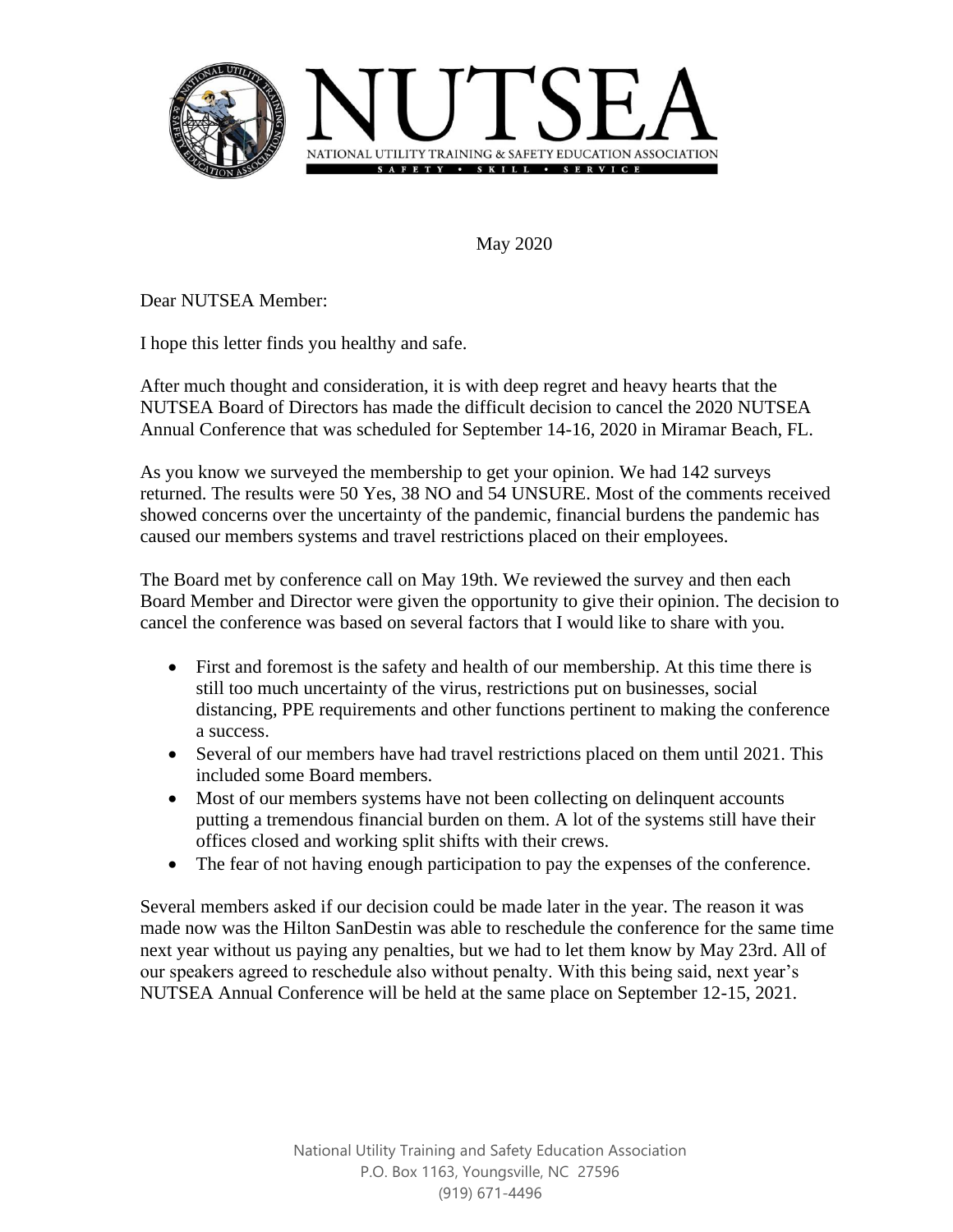# NUTSEA

NATIONAL UTILITY TRAINING & SAFETY EDUCATION ASSOCIATION

SAFETY • SKILL • SERVICE

May 2020

Dear NUTSEA Member:

I hope this letter finds you healthy and safe.

After much thought and consideration, it is with deep regret and heavy hearts that the NUTSEA Board of Directors has made the difficult decision to cancel the 2020 NUTSEA Annual Conference that was scheduled for September 14-16, 2020 in Miramar Beach, FL.

As you know we surveyed the membership to get your opinion. We had 142 surveys returned. The results were 50 Yes, 38 NO and 54 UNSURE. Most of the comments received showed concerns over the uncertainty of the pandemic, financial burdens the pandemic has caused our members systems and travel restrictions placed on their employees.

The Board met by conference call on May 19th. We reviewed the survey and then each Board Member and Director were given the opportunity to give their opinion. The decision to cancel the conference was based on several factors that I would like to share with you.

- First and foremost is the safety and health of our membership. At this time there is still too much uncertainty of the virus, restrictions put on businesses, social distancing, PPE requirements and other functions pertinent to making the conference a success.
- Several of our members have had travel restrictions placed on them until 2021. This included some Board members.
- Most of our members systems have not been collecting on delinquent accounts putting a tremendous financial burden on them. A lot of the systems still have their offices closed and working split shifts with their crews.
- The fear of not having enough participation to pay the expenses of the conference.

Several members asked if our decision could be made later in the year. The reason it was made now was the Hilton SanDestin was able to reschedule the conference for the same time next year without us paying any penalties, but we had to let them know by May 23rd. All of our speakers agreed to reschedule also without penalty. With this being said, next year's NUTSEA Annual Conference will be held at the same place on September 12-15, 2021.

National Utility Training and Safety Education Association
P.O. Box 1163, Youngsville, NC 27596
(919) 671-4496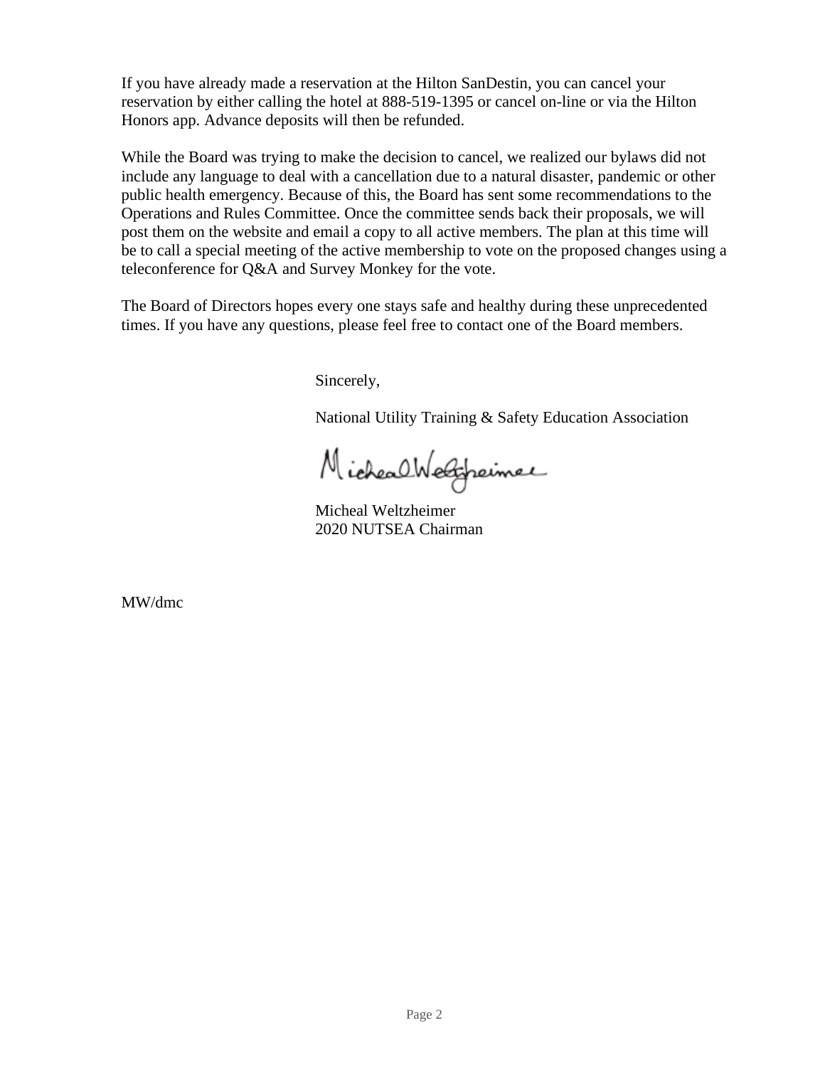If you have already made a reservation at the Hilton SanDestin, you can cancel your reservation by either calling the hotel at 888-519-1395 or cancel on-line or via the Hilton Honors app. Advance deposits will then be refunded.

While the Board was trying to make the decision to cancel, we realized our bylaws did not include any language to deal with a cancellation due to a natural disaster, pandemic or other public health emergency. Because of this, the Board has sent some recommendations to the Operations and Rules Committee. Once the committee sends back their proposals, we will post them on the website and email a copy to all active members. The plan at this time will be to call a special meeting of the active membership to vote on the proposed changes using a teleconference for Q&A and Survey Monkey for the vote.

The Board of Directors hopes every one stays safe and healthy during these unprecedented times. If you have any questions, please feel free to contact one of the Board members.

Sincerely,

National Utility Training & Safety Education Association

Micheal Weltzheimer
2020 NUTSEA Chairman

MW/dmc